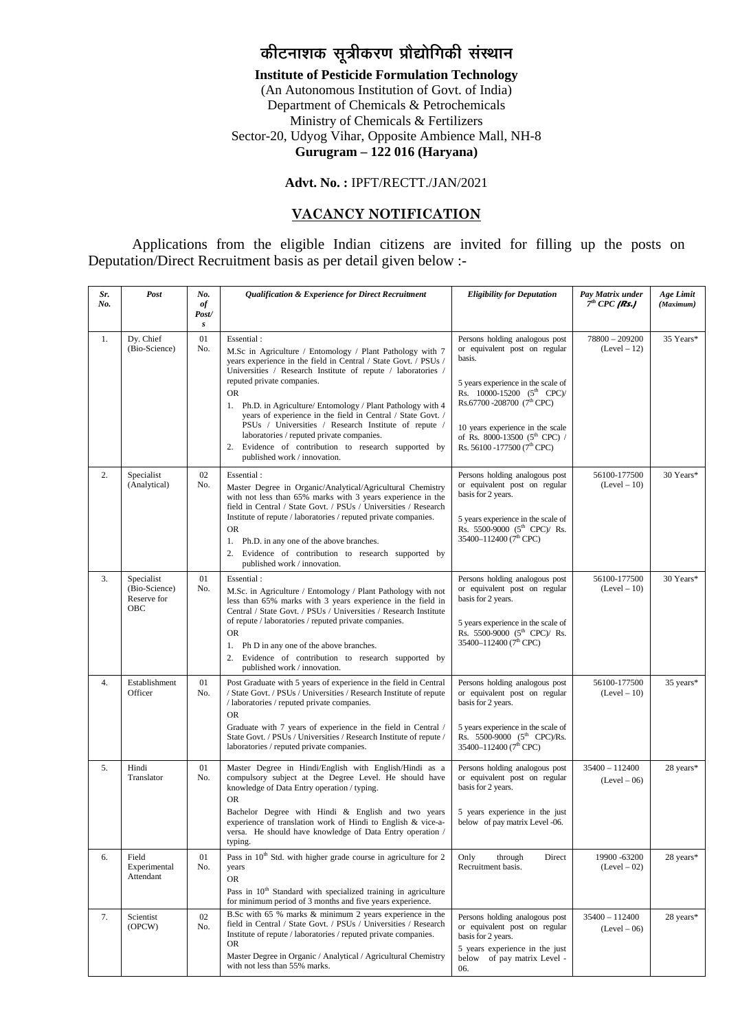# कीटनाशक सूत्रीकरण प्रौद्योगिकी संस्थान

**Institute of Pesticide Formulation Technology**
(An Autonomous Institution of Govt. of India)
Department of Chemicals & Petrochemicals
Ministry of Chemicals & Fertilizers
Sector-20, Udyog Vihar, Opposite Ambience Mall, NH-8
**Gurugram – 122 016 (Haryana)**

**Advt. No. :** IPFT/RECTT./JAN/2021

## VACANCY NOTIFICATION

Applications from the eligible Indian citizens are invited for filling up the posts on Deputation/Direct Recruitment basis as per detail given below :-

| *Sr. No.* | *Post* | *No. of Post/s* | *Qualification & Experience for Direct Recruitment* | *Eligibility for Deputation* | *Pay Matrix under 7th CPC (Rs.)* | *Age Limit (Maximum)* |
|---|---|---|---|---|---|---|
| 1. | Dy. Chief (Bio-Science) | 01 No. | Essential :<br>M.Sc in Agriculture / Entomology / Plant Pathology with 7 years experience in the field in Central / State Govt. / PSUs / Universities / Research Institute of repute / laboratories / reputed private companies.<br>OR<br>1. Ph.D. in Agriculture/ Entomology / Plant Pathology with 4 years of experience in the field in Central / State Govt. / PSUs / Universities / Research Institute of repute / laboratories / reputed private companies.<br>2. Evidence of contribution to research supported by published work / innovation. | Persons holding analogous post or equivalent post on regular basis.<br><br>5 years experience in the scale of Rs. 10000-15200 (5th CPC)/ Rs.67700 -208700 (7th CPC)<br><br>10 years experience in the scale of Rs. 8000-13500 (5th CPC) / Rs. 56100 -177500 (7th CPC) | 78800 – 209200 (Level – 12) | 35 Years* |
| 2. | Specialist (Analytical) | 02 No. | Essential :<br>Master Degree in Organic/Analytical/Agricultural Chemistry with not less than 65% marks with 3 years experience in the field in Central / State Govt. / PSUs / Universities / Research Institute of repute / laboratories / reputed private companies.<br>OR<br>1. Ph.D. in any one of the above branches.<br>2. Evidence of contribution to research supported by published work / innovation. | Persons holding analogous post or equivalent post on regular basis for 2 years.<br><br>5 years experience in the scale of Rs. 5500-9000 (5th CPC)/ Rs. 35400–112400 (7th CPC) | 56100-177500 (Level – 10) | 30 Years* |
| 3. | Specialist (Bio-Science) Reserve for OBC | 01 No. | Essential :<br>M.Sc. in Agriculture / Entomology / Plant Pathology with not less than 65% marks with 3 years experience in the field in Central / State Govt. / PSUs / Universities / Research Institute of repute / laboratories / reputed private companies.<br>OR<br>1. Ph D in any one of the above branches.<br>2. Evidence of contribution to research supported by published work / innovation. | Persons holding analogous post or equivalent post on regular basis for 2 years.<br><br>5 years experience in the scale of Rs. 5500-9000 (5th CPC)/ Rs. 35400–112400 (7th CPC) | 56100-177500 (Level – 10) | 30 Years* |
| 4. | Establishment Officer | 01 No. | Post Graduate with 5 years of experience in the field in Central / State Govt. / PSUs / Universities / Research Institute of repute / laboratories / reputed private companies.<br>OR<br>Graduate with 7 years of experience in the field in Central / State Govt. / PSUs / Universities / Research Institute of repute / laboratories / reputed private companies. | Persons holding analogous post or equivalent post on regular basis for 2 years.<br><br>5 years experience in the scale of Rs. 5500-9000 (5th CPC)/Rs. 35400–112400 (7th CPC) | 56100-177500 (Level – 10) | 35 years* |
| 5. | Hindi Translator | 01 No. | Master Degree in Hindi/English with English/Hindi as a compulsory subject at the Degree Level. He should have knowledge of Data Entry operation / typing.<br>OR<br>Bachelor Degree with Hindi & English and two years experience of translation work of Hindi to English & vice-a-versa. He should have knowledge of Data Entry operation / typing. | Persons holding analogous post or equivalent post on regular basis for 2 years.<br><br>5 years experience in the just below of pay matrix Level -06. | 35400 – 112400 (Level – 06) | 28 years* |
| 6. | Field Experimental Attendant | 01 No. | Pass in 10th Std. with higher grade course in agriculture for 2 years<br>OR<br>Pass in 10th Standard with specialized training in agriculture for minimum period of 3 months and five years experience. | Only through Direct Recruitment basis. | 19900 -63200 (Level – 02) | 28 years* |
| 7. | Scientist (OPCW) | 02 No. | B.Sc with 65 % marks & minimum 2 years experience in the field in Central / State Govt. / PSUs / Universities / Research Institute of repute / laboratories / reputed private companies.<br>OR<br>Master Degree in Organic / Analytical / Agricultural Chemistry with not less than 55% marks. | Persons holding analogous post or equivalent post on regular basis for 2 years.<br>5 years experience in the just below of pay matrix Level - 06. | 35400 – 112400 (Level – 06) | 28 years* |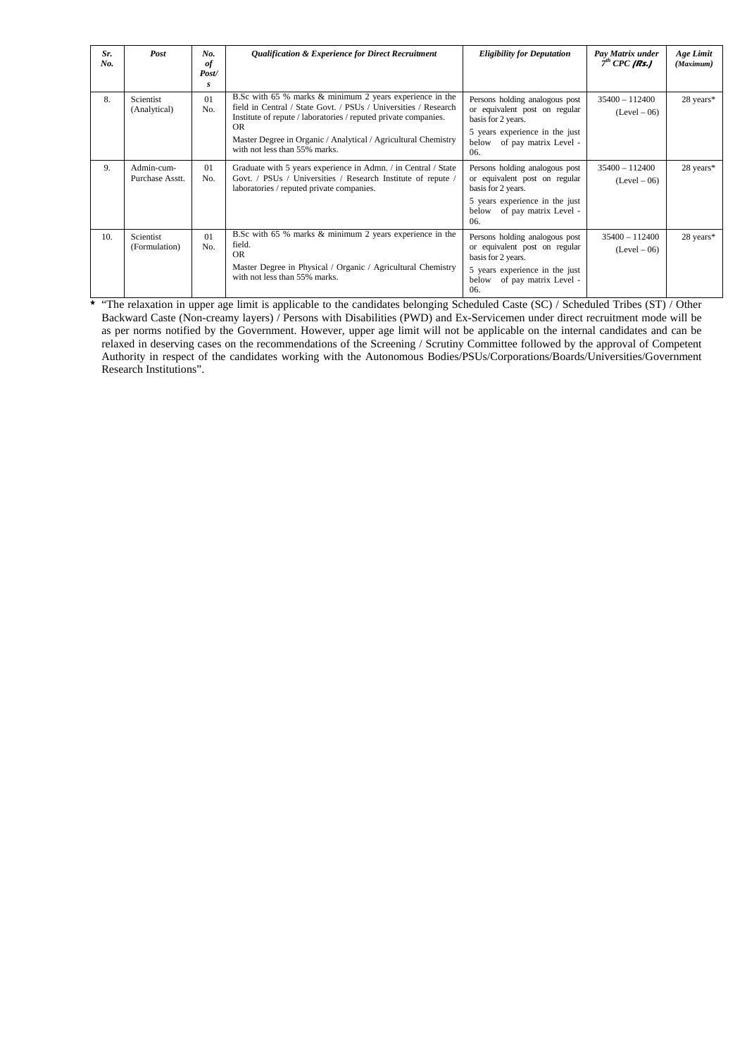| *Sr. No.* | *Post* | *No. of Post/s* | *Qualification & Experience for Direct Recruitment* | *Eligibility for Deputation* | *Pay Matrix under 7th CPC (Rs.)* | *Age Limit (Maximum)* |
|---|---|---|---|---|---|---|
| 8. | Scientist (Analytical) | 01 No. | B.Sc with 65 % marks & minimum 2 years experience in the field in Central / State Govt. / PSUs / Universities / Research Institute of repute / laboratories / reputed private companies.<br>OR<br>Master Degree in Organic / Analytical / Agricultural Chemistry with not less than 55% marks. | Persons holding analogous post or equivalent post on regular basis for 2 years.<br>5 years experience in the just below of pay matrix Level - 06. | 35400 – 112400 (Level – 06) | 28 years* |
| 9. | Admin-cum-Purchase Asstt. | 01 No. | Graduate with 5 years experience in Admn. / in Central / State Govt. / PSUs / Universities / Research Institute of repute / laboratories / reputed private companies. | Persons holding analogous post or equivalent post on regular basis for 2 years.<br>5 years experience in the just below of pay matrix Level - 06. | 35400 – 112400 (Level – 06) | 28 years* |
| 10. | Scientist (Formulation) | 01 No. | B.Sc with 65 % marks & minimum 2 years experience in the field.<br>OR<br>Master Degree in Physical / Organic / Agricultural Chemistry with not less than 55% marks. | Persons holding analogous post or equivalent post on regular basis for 2 years.<br>5 years experience in the just below of pay matrix Level - 06. | 35400 – 112400 (Level – 06) | 28 years* |

\* "The relaxation in upper age limit is applicable to the candidates belonging Scheduled Caste (SC) / Scheduled Tribes (ST) / Other Backward Caste (Non-creamy layers) / Persons with Disabilities (PWD) and Ex-Servicemen under direct recruitment mode will be as per norms notified by the Government. However, upper age limit will not be applicable on the internal candidates and can be relaxed in deserving cases on the recommendations of the Screening / Scrutiny Committee followed by the approval of Competent Authority in respect of the candidates working with the Autonomous Bodies/PSUs/Corporations/Boards/Universities/Government Research Institutions".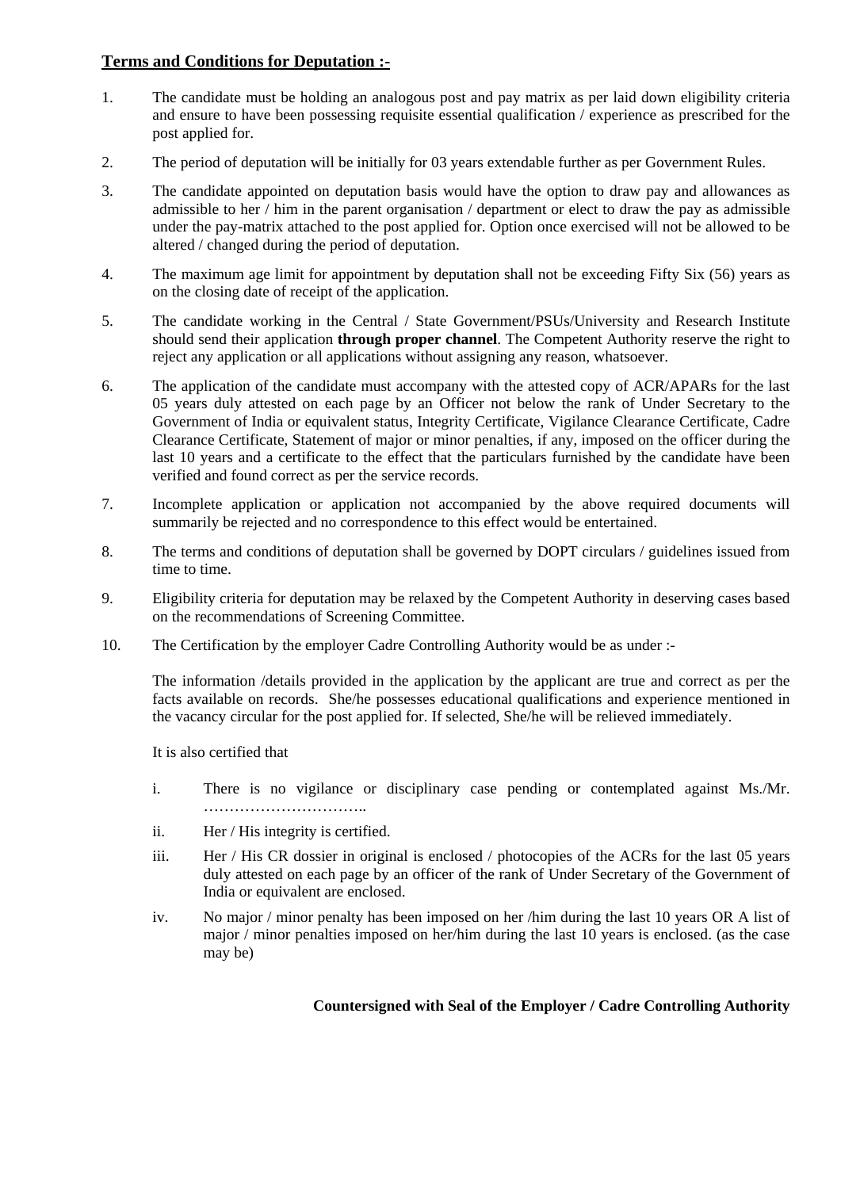**<u>Terms and Conditions for Deputation :-</u>**

1. The candidate must be holding an analogous post and pay matrix as per laid down eligibility criteria and ensure to have been possessing requisite essential qualification / experience as prescribed for the post applied for.

2. The period of deputation will be initially for 03 years extendable further as per Government Rules.

3. The candidate appointed on deputation basis would have the option to draw pay and allowances as admissible to her / him in the parent organisation / department or elect to draw the pay as admissible under the pay-matrix attached to the post applied for. Option once exercised will not be allowed to be altered / changed during the period of deputation.

4. The maximum age limit for appointment by deputation shall not be exceeding Fifty Six (56) years as on the closing date of receipt of the application.

5. The candidate working in the Central / State Government/PSUs/University and Research Institute should send their application **through proper channel**. The Competent Authority reserve the right to reject any application or all applications without assigning any reason, whatsoever.

6. The application of the candidate must accompany with the attested copy of ACR/APARs for the last 05 years duly attested on each page by an Officer not below the rank of Under Secretary to the Government of India or equivalent status, Integrity Certificate, Vigilance Clearance Certificate, Cadre Clearance Certificate, Statement of major or minor penalties, if any, imposed on the officer during the last 10 years and a certificate to the effect that the particulars furnished by the candidate have been verified and found correct as per the service records.

7. Incomplete application or application not accompanied by the above required documents will summarily be rejected and no correspondence to this effect would be entertained.

8. The terms and conditions of deputation shall be governed by DOPT circulars / guidelines issued from time to time.

9. Eligibility criteria for deputation may be relaxed by the Competent Authority in deserving cases based on the recommendations of Screening Committee.

10. The Certification by the employer Cadre Controlling Authority would be as under :-

    The information /details provided in the application by the applicant are true and correct as per the facts available on records. She/he possesses educational qualifications and experience mentioned in the vacancy circular for the post applied for. If selected, She/he will be relieved immediately.

    It is also certified that

    i. There is no vigilance or disciplinary case pending or contemplated against Ms./Mr. …………………………..

    ii. Her / His integrity is certified.

    iii. Her / His CR dossier in original is enclosed / photocopies of the ACRs for the last 05 years duly attested on each page by an officer of the rank of Under Secretary of the Government of India or equivalent are enclosed.

    iv. No major / minor penalty has been imposed on her /him during the last 10 years OR A list of major / minor penalties imposed on her/him during the last 10 years is enclosed. (as the case may be)

**Countersigned with Seal of the Employer / Cadre Controlling Authority**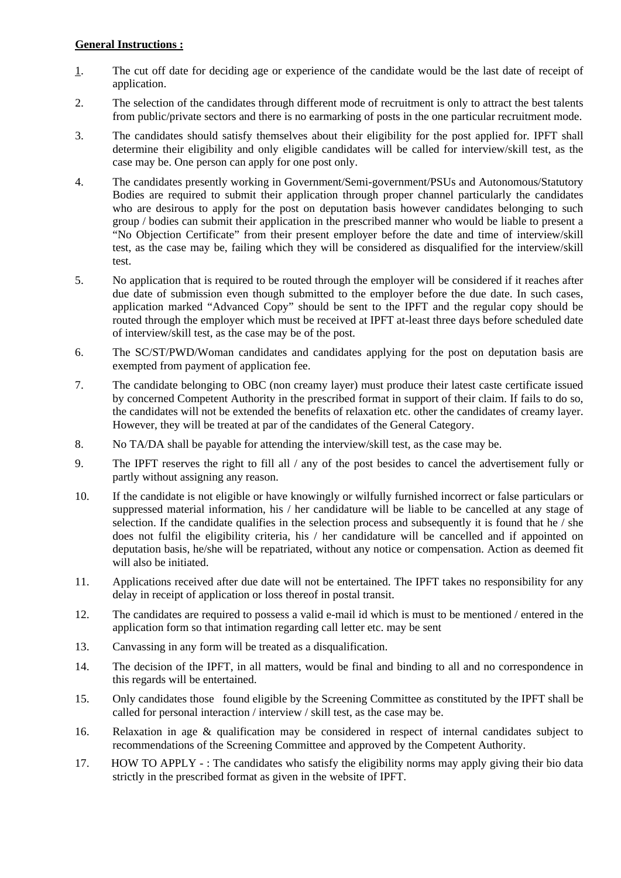**General Instructions :**

1. The cut off date for deciding age or experience of the candidate would be the last date of receipt of application.
2. The selection of the candidates through different mode of recruitment is only to attract the best talents from public/private sectors and there is no earmarking of posts in the one particular recruitment mode.
3. The candidates should satisfy themselves about their eligibility for the post applied for. IPFT shall determine their eligibility and only eligible candidates will be called for interview/skill test, as the case may be. One person can apply for one post only.
4. The candidates presently working in Government/Semi-government/PSUs and Autonomous/Statutory Bodies are required to submit their application through proper channel particularly the candidates who are desirous to apply for the post on deputation basis however candidates belonging to such group / bodies can submit their application in the prescribed manner who would be liable to present a "No Objection Certificate" from their present employer before the date and time of interview/skill test, as the case may be, failing which they will be considered as disqualified for the interview/skill test.
5. No application that is required to be routed through the employer will be considered if it reaches after due date of submission even though submitted to the employer before the due date. In such cases, application marked "Advanced Copy" should be sent to the IPFT and the regular copy should be routed through the employer which must be received at IPFT at-least three days before scheduled date of interview/skill test, as the case may be of the post.
6. The SC/ST/PWD/Woman candidates and candidates applying for the post on deputation basis are exempted from payment of application fee.
7. The candidate belonging to OBC (non creamy layer) must produce their latest caste certificate issued by concerned Competent Authority in the prescribed format in support of their claim. If fails to do so, the candidates will not be extended the benefits of relaxation etc. other the candidates of creamy layer. However, they will be treated at par of the candidates of the General Category.
8. No TA/DA shall be payable for attending the interview/skill test, as the case may be.
9. The IPFT reserves the right to fill all / any of the post besides to cancel the advertisement fully or partly without assigning any reason.
10. If the candidate is not eligible or have knowingly or wilfully furnished incorrect or false particulars or suppressed material information, his / her candidature will be liable to be cancelled at any stage of selection. If the candidate qualifies in the selection process and subsequently it is found that he / she does not fulfil the eligibility criteria, his / her candidature will be cancelled and if appointed on deputation basis, he/she will be repatriated, without any notice or compensation. Action as deemed fit will also be initiated.
11. Applications received after due date will not be entertained. The IPFT takes no responsibility for any delay in receipt of application or loss thereof in postal transit.
12. The candidates are required to possess a valid e-mail id which is must to be mentioned / entered in the application form so that intimation regarding call letter etc. may be sent
13. Canvassing in any form will be treated as a disqualification.
14. The decision of the IPFT, in all matters, would be final and binding to all and no correspondence in this regards will be entertained.
15. Only candidates those found eligible by the Screening Committee as constituted by the IPFT shall be called for personal interaction / interview / skill test, as the case may be.
16. Relaxation in age & qualification may be considered in respect of internal candidates subject to recommendations of the Screening Committee and approved by the Competent Authority.
17. HOW TO APPLY - : The candidates who satisfy the eligibility norms may apply giving their bio data strictly in the prescribed format as given in the website of IPFT.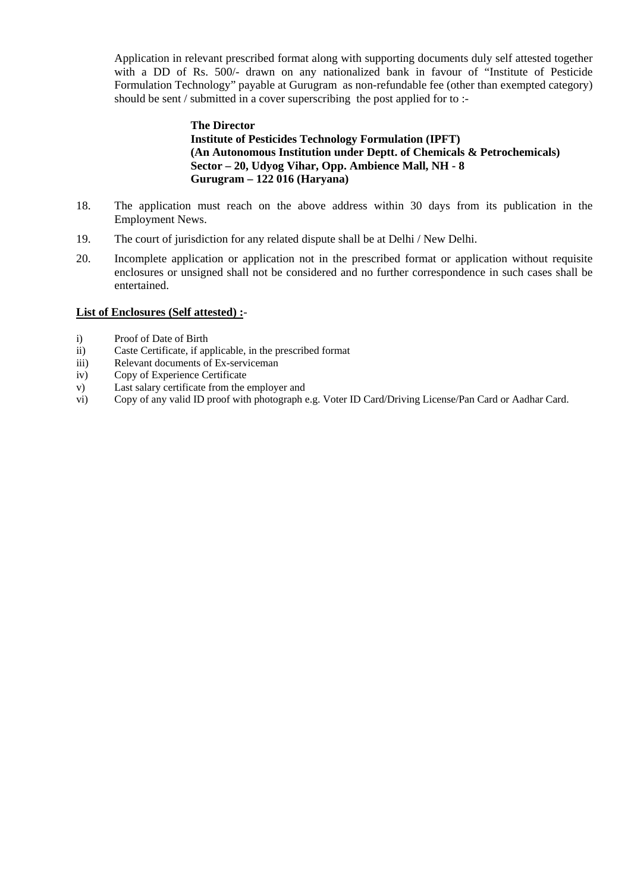Application in relevant prescribed format along with supporting documents duly self attested together with a DD of Rs. 500/- drawn on any nationalized bank in favour of "Institute of Pesticide Formulation Technology" payable at Gurugram as non-refundable fee (other than exempted category) should be sent / submitted in a cover superscribing the post applied for to :-

> **The Director**
> **Institute of Pesticides Technology Formulation (IPFT)**
> **(An Autonomous Institution under Deptt. of Chemicals & Petrochemicals)**
> **Sector – 20, Udyog Vihar, Opp. Ambience Mall, NH - 8**
> **Gurugram – 122 016 (Haryana)**

18. The application must reach on the above address within 30 days from its publication in the Employment News.

19. The court of jurisdiction for any related dispute shall be at Delhi / New Delhi.

20. Incomplete application or application not in the prescribed format or application without requisite enclosures or unsigned shall not be considered and no further correspondence in such cases shall be entertained.

**<u>List of Enclosures (Self attested) :</u>**-

i) Proof of Date of Birth
ii) Caste Certificate, if applicable, in the prescribed format
iii) Relevant documents of Ex-serviceman
iv) Copy of Experience Certificate
v) Last salary certificate from the employer and
vi) Copy of any valid ID proof with photograph e.g. Voter ID Card/Driving License/Pan Card or Aadhar Card.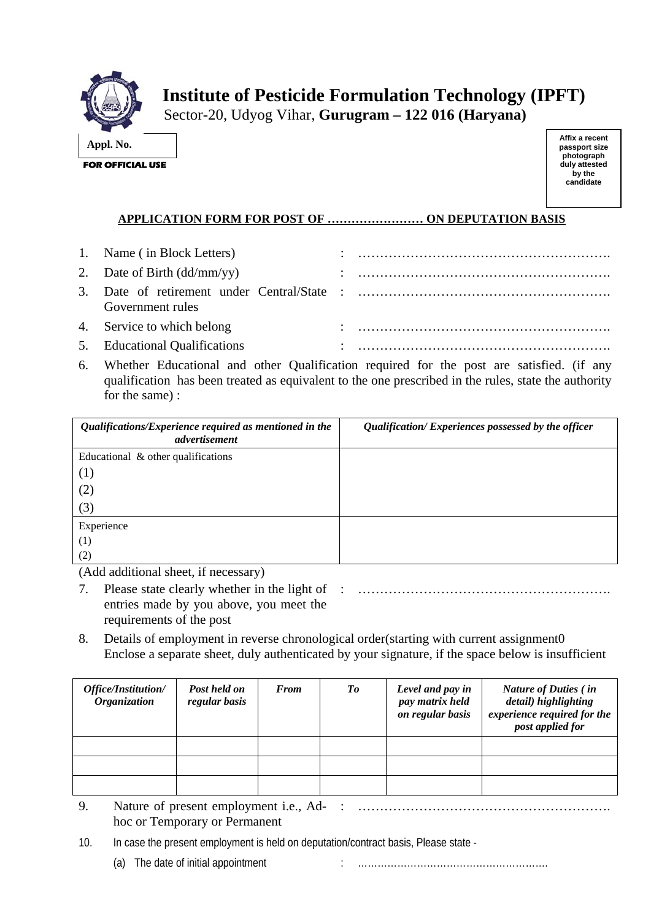# Institute of Pesticide Formulation Technology (IPFT)

Sector-20, Udyog Vihar, **Gurugram – 122 016 (Haryana)**

| **Appl. No.** |
|---|

**FOR OFFICIAL USE**

Affix a recent passport size photograph duly attested by the candidate

**APPLICATION FORM FOR POST OF …………………… ON DEPUTATION BASIS**

1. Name ( in Block Letters) : ………………………………………………….
2. Date of Birth (dd/mm/yy) : ………………………………………………….
3. Date of retirement under Central/State Government rules : ………………………………………………….
4. Service to which belong : ………………………………………………….
5. Educational Qualifications : ………………………………………………….
6. Whether Educational and other Qualification required for the post are satisfied. (if any qualification has been treated as equivalent to the one prescribed in the rules, state the authority for the same) :

| *Qualifications/Experience required as mentioned in the advertisement* | *Qualification/ Experiences possessed by the officer* |
|---|---|
| Educational & other qualifications<br>(1)<br>(2)<br>(3) | |
| Experience<br>(1)<br>(2) | |

(Add additional sheet, if necessary)

7. Please state clearly whether in the light of entries made by you above, you meet the requirements of the post : ………………………………………………….
8. Details of employment in reverse chronological order(starting with current assignment0 Enclose a separate sheet, duly authenticated by your signature, if the space below is insufficient

| *Office/Institution/ Organization* | *Post held on regular basis* | *From* | *To* | *Level and pay in pay matrix held on regular basis* | *Nature of Duties ( in detail) highlighting experience required for the post applied for* |
|---|---|---|---|---|---|
| | | | | | |
| | | | | | |
| | | | | | |

9. Nature of present employment i.e., Ad-hoc or Temporary or Permanent : ………………………………………………….
10. In case the present employment is held on deputation/contract basis, Please state -

    (a) The date of initial appointment : ………………………………………………….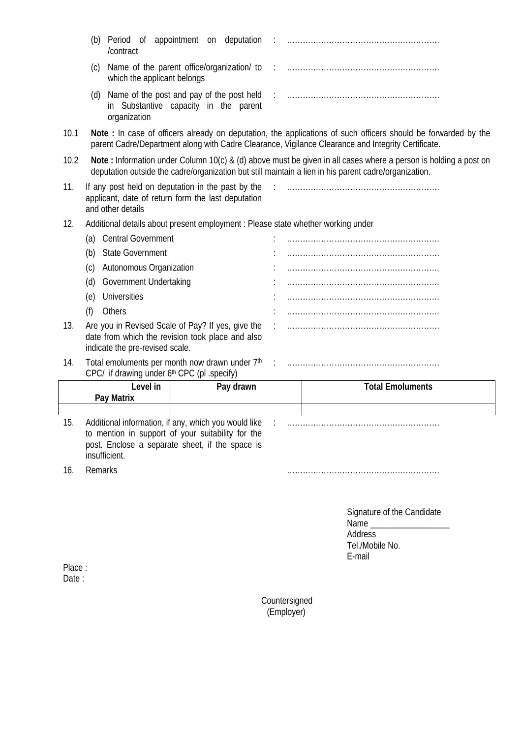(b) Period of appointment on deputation /contract : ………………………………………………….

(c) Name of the parent office/organization/ to which the applicant belongs : ………………………………………………….

(d) Name of the post and pay of the post held in Substantive capacity in the parent organization : ………………………………………………….

10.1 **Note :** In case of officers already on deputation, the applications of such officers should be forwarded by the parent Cadre/Department along with Cadre Clearance, Vigilance Clearance and Integrity Certificate.

10.2 **Note :** Information under Column 10(c) & (d) above must be given in all cases where a person is holding a post on deputation outside the cadre/organization but still maintain a lien in his parent cadre/organization.

11. If any post held on deputation in the past by the applicant, date of return form the last deputation and other details : ………………………………………………….

12. Additional details about present employment : Please state whether working under

(a) Central Government : ………………………………………………….

(b) State Government : ………………………………………………….

(c) Autonomous Organization : ………………………………………………….

(d) Government Undertaking : ………………………………………………….

(e) Universities : ………………………………………………….

(f) Others : ………………………………………………….

13. Are you in Revised Scale of Pay? If yes, give the date from which the revision took place and also indicate the pre-revised scale. : ………………………………………………….

14. Total emoluments per month now drawn under 7th CPC/ if drawing under 6th CPC (pl .specify) : ………………………………………………….

| Level in Pay Matrix | Pay drawn | Total Emoluments |
|---|---|---|
| | | |

15. Additional information, if any, which you would like to mention in support of your suitability for the post. Enclose a separate sheet, if the space is insufficient. : ………………………………………………….

16. Remarks ………………………………………………….

Signature of the Candidate
Name __________________
Address
Tel./Mobile No.
E-mail

Place :
Date :

Countersigned
(Employer)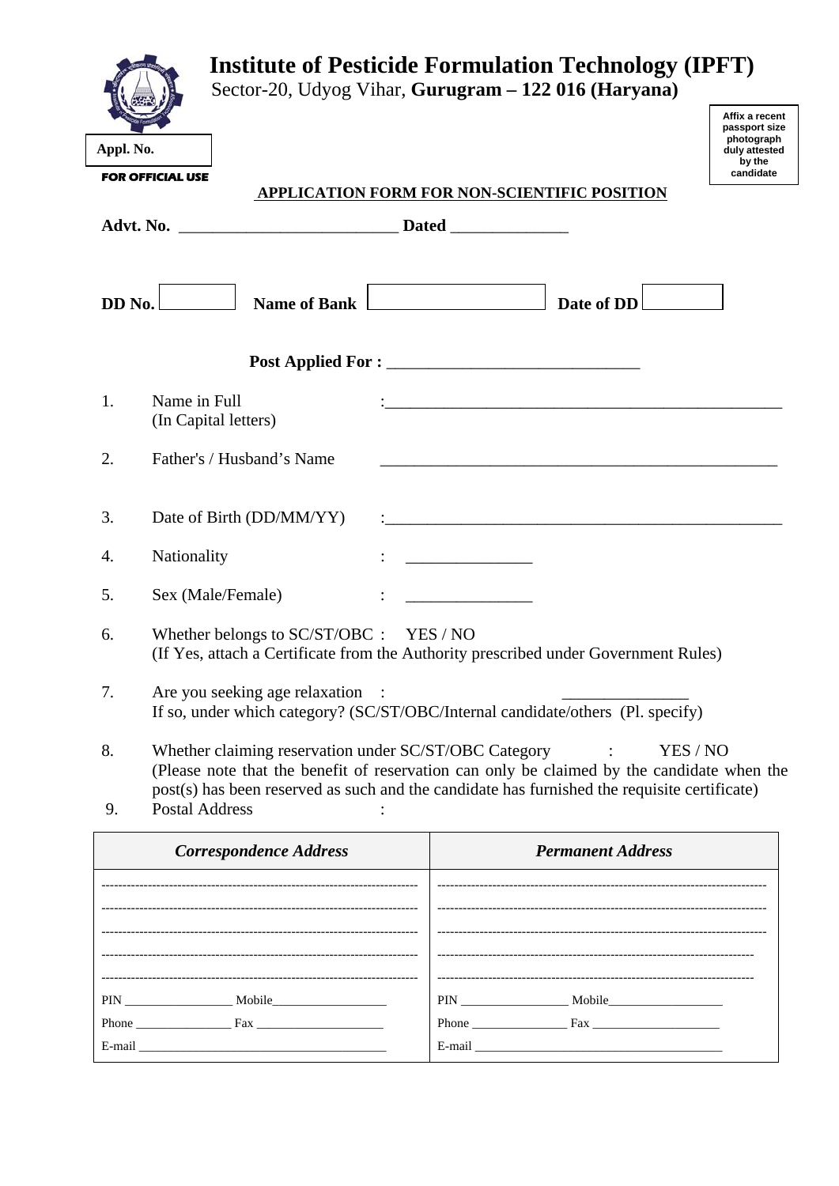# Institute of Pesticide Formulation Technology (IPFT)

Sector-20, Udyog Vihar, **Gurugram – 122 016 (Haryana)**

**Appl. No.**

**FOR OFFICIAL USE**

Affix a recent passport size photograph duly attested by the candidate

## APPLICATION FORM FOR NON-SCIENTIFIC POSITION

**Advt. No.** ___________________________ **Dated** ______________

**DD No.** [ ] **Name of Bank** [ ] **Date of DD** [ ]

**Post Applied For :** _______________________________

1. Name in Full (In Capital letters) : ___________________________________________________
2. Father's / Husband's Name ___________________________________________________
3. Date of Birth (DD/MM/YY) : ___________________________________________________
4. Nationality : ________________
5. Sex (Male/Female) : ________________
6. Whether belongs to SC/ST/OBC : YES / NO
   (If Yes, attach a Certificate from the Authority prescribed under Government Rules)
7. Are you seeking age relaxation : ________________
   If so, under which category? (SC/ST/OBC/Internal candidate/others (Pl. specify)
8. Whether claiming reservation under SC/ST/OBC Category : YES / NO
   (Please note that the benefit of reservation can only be claimed by the candidate when the post(s) has been reserved as such and the candidate has furnished the requisite certificate)
9. Postal Address :

| *Correspondence Address* | *Permanent Address* |
|---|---|
| ----------------------------------------------------------------------- | ----------------------------------------------------------------------- |
| ----------------------------------------------------------------------- | ----------------------------------------------------------------------- |
| ----------------------------------------------------------------------- | ----------------------------------------------------------------------- |
| ----------------------------------------------------------------------- | ----------------------------------------------------------------------- |
| ----------------------------------------------------------------------- | ----------------------------------------------------------------------- |
| PIN _______________ Mobile_________________ | PIN _______________ Mobile_________________ |
| Phone ______________ Fax ___________________ | Phone ______________ Fax ___________________ |
| E-mail _____________________________________ | E-mail _____________________________________ |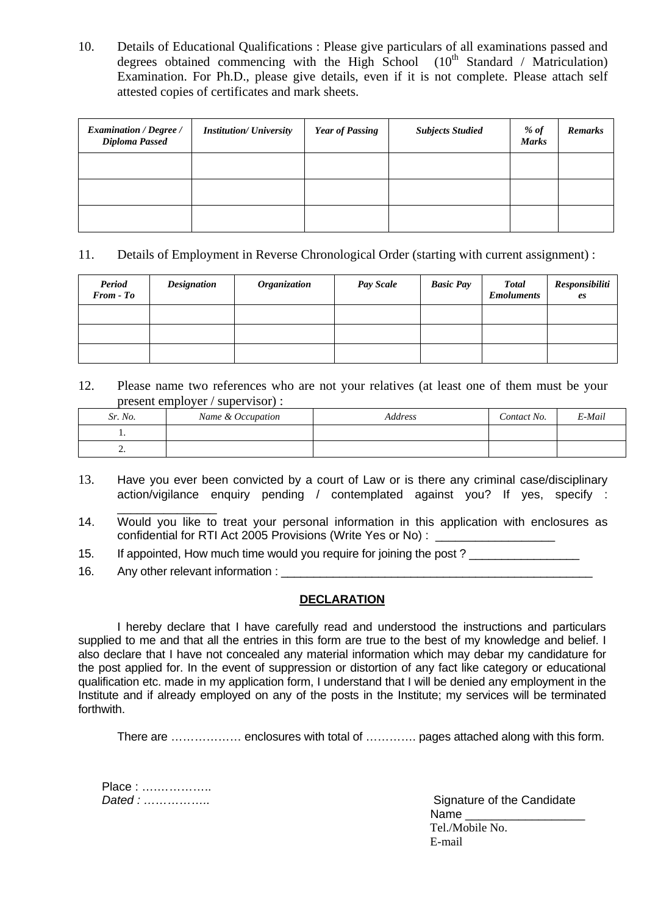10. Details of Educational Qualifications : Please give particulars of all examinations passed and degrees obtained commencing with the High School ($10^{th}$ Standard / Matriculation) Examination. For Ph.D., please give details, even if it is not complete. Please attach self attested copies of certificates and mark sheets.

| *Examination / Degree / Diploma Passed* | *Institution/ University* | *Year of Passing* | *Subjects Studied* | *% of Marks* | *Remarks* |
|---|---|---|---|---|---|
| | | | | | |
| | | | | | |
| | | | | | |

11. Details of Employment in Reverse Chronological Order (starting with current assignment) :

| *Period From - To* | *Designation* | *Organization* | *Pay Scale* | *Basic Pay* | *Total Emoluments* | *Responsibilities* |
|---|---|---|---|---|---|---|
| | | | | | | |
| | | | | | | |
| | | | | | | |

12. Please name two references who are not your relatives (at least one of them must be your present employer / supervisor) :

| *Sr. No.* | *Name & Occupation* | *Address* | *Contact No.* | *E-Mail* |
|---|---|---|---|---|
| 1. | | | | |
| 2. | | | | |

13. Have you ever been convicted by a court of Law or is there any criminal case/disciplinary action/vigilance enquiry pending / contemplated against you? If yes, specify : _______________

14. Would you like to treat your personal information in this application with enclosures as confidential for RTI Act 2005 Provisions (Write Yes or No) : __________________

15. If appointed, How much time would you require for joining the post ? _________________

16. Any other relevant information : __________________________________________________

**DECLARATION**

I hereby declare that I have carefully read and understood the instructions and particulars supplied to me and that all the entries in this form are true to the best of my knowledge and belief. I also declare that I have not concealed any material information which may debar my candidature for the post applied for. In the event of suppression or distortion of any fact like category or educational qualification etc. made in my application form, I understand that I will be denied any employment in the Institute and if already employed on any of the posts in the Institute; my services will be terminated forthwith.

There are ……………… enclosures with total of …………. pages attached along with this form.

Place : ……………….
*Dated : ……………..*

Signature of the Candidate
Name __________________
Tel./Mobile No.
E-mail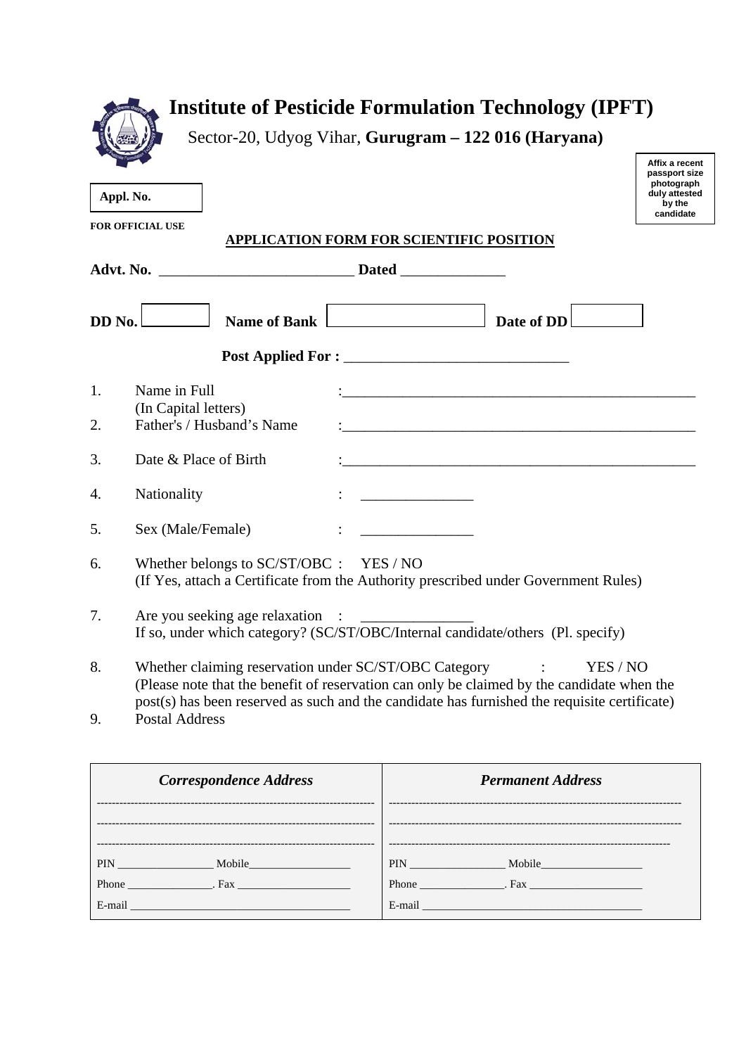# Institute of Pesticide Formulation Technology (IPFT)

Sector-20, Udyog Vihar, **Gurugram – 122 016 (Haryana)**

Affix a recent passport size photograph duly attested by the candidate

**Appl. No.**

**FOR OFFICIAL USE**

## APPLICATION FORM FOR SCIENTIFIC POSITION

**Advt. No.** ___________________________ **Dated** ______________

**DD No.** ________ **Name of Bank** ____________________ **Date of DD** ________

**Post Applied For :** _______________________________

1. Name in Full (In Capital letters) : ___________________________________________________
2. Father's / Husband's Name : ___________________________________________________
3. Date & Place of Birth : ___________________________________________________
4. Nationality : _______________
5. Sex (Male/Female) : _______________
6. Whether belongs to SC/ST/OBC : YES / NO
   (If Yes, attach a Certificate from the Authority prescribed under Government Rules)
7. Are you seeking age relaxation : _______________
   If so, under which category? (SC/ST/OBC/Internal candidate/others (Pl. specify)
8. Whether claiming reservation under SC/ST/OBC Category : YES / NO
   (Please note that the benefit of reservation can only be claimed by the candidate when the post(s) has been reserved as such and the candidate has furnished the requisite certificate)
9. Postal Address

| *Correspondence Address* | *Permanent Address* |
|---|---|
| ------------------------------------------------------------------------ | ------------------------------------------------------------------------ |
| ------------------------------------------------------------------------ | ------------------------------------------------------------------------ |
| ------------------------------------------------------------------------ | ------------------------------------------------------------------------ |
| PIN _________________ Mobile__________________ | PIN _________________ Mobile__________________ |
| Phone _______________. Fax ____________________ | Phone _______________. Fax ____________________ |
| E-mail _______________________________________ | E-mail _______________________________________ |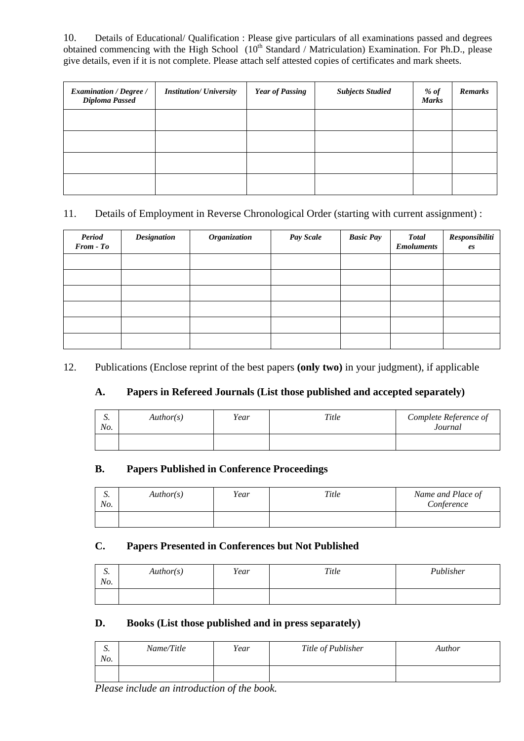10. Details of Educational/ Qualification : Please give particulars of all examinations passed and degrees obtained commencing with the High School (10th Standard / Matriculation) Examination. For Ph.D., please give details, even if it is not complete. Please attach self attested copies of certificates and mark sheets.

| *Examination / Degree / Diploma Passed* | *Institution/ University* | *Year of Passing* | *Subjects Studied* | *% of Marks* | *Remarks* |
|---|---|---|---|---|---|
| | | | | | |
| | | | | | |
| | | | | | |
| | | | | | |

11. Details of Employment in Reverse Chronological Order (starting with current assignment) :

| *Period From - To* | *Designation* | *Organization* | *Pay Scale* | *Basic Pay* | *Total Emoluments* | *Responsibilities* |
|---|---|---|---|---|---|---|
| | | | | | | |
| | | | | | | |
| | | | | | | |
| | | | | | | |
| | | | | | | |
| | | | | | | |

12. Publications (Enclose reprint of the best papers **(only two)** in your judgment), if applicable

### A. Papers in Refereed Journals (List those published and accepted separately)

| *S. No.* | *Author(s)* | *Year* | *Title* | *Complete Reference of Journal* |
|---|---|---|---|---|
| | | | | |

### B. Papers Published in Conference Proceedings

| *S. No.* | *Author(s)* | *Year* | *Title* | *Name and Place of Conference* |
|---|---|---|---|---|
| | | | | |

### C. Papers Presented in Conferences but Not Published

| *S. No.* | *Author(s)* | *Year* | *Title* | *Publisher* |
|---|---|---|---|---|
| | | | | |

### D. Books (List those published and in press separately)

| *S. No.* | *Name/Title* | *Year* | *Title of Publisher* | *Author* |
|---|---|---|---|---|
| | | | | |

*Please include an introduction of the book.*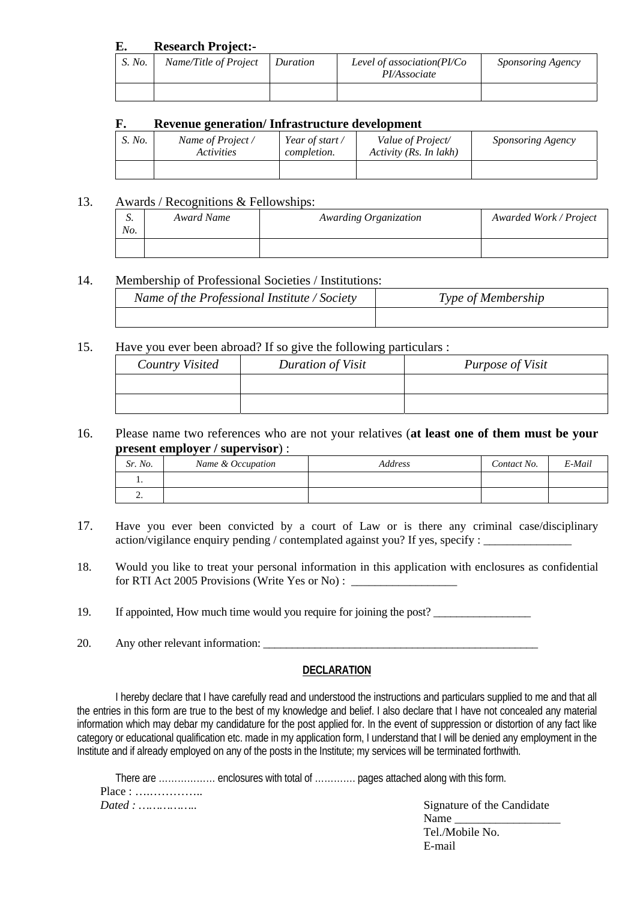**E. Research Project:-**

| *S. No.* | *Name/Title of Project* | *Duration* | *Level of association(PI/Co PI/Associate* | *Sponsoring Agency* |
|---|---|---|---|---|
| | | | | |

**F. Revenue generation/ Infrastructure development**

| *S. No.* | *Name of Project / Activities* | *Year of start / completion.* | *Value of Project/ Activity (Rs. In lakh)* | *Sponsoring Agency* |
|---|---|---|---|---|
| | | | | |

13. Awards / Recognitions & Fellowships:

| *S. No.* | *Award Name* | *Awarding Organization* | *Awarded Work / Project* |
|---|---|---|---|
| | | | |

14. Membership of Professional Societies / Institutions:

| *Name of the Professional Institute / Society* | *Type of Membership* |
|---|---|
| | |

15. Have you ever been abroad? If so give the following particulars :

| *Country Visited* | *Duration of Visit* | *Purpose of Visit* |
|---|---|---|
| | | |
| | | |

16. Please name two references who are not your relatives (**at least one of them must be your present employer / supervisor**) :

| *Sr. No.* | *Name & Occupation* | *Address* | *Contact No.* | *E-Mail* |
|---|---|---|---|---|
| 1. | | | | |
| 2. | | | | |

17. Have you ever been convicted by a court of Law or is there any criminal case/disciplinary action/vigilance enquiry pending / contemplated against you? If yes, specify : _______________

18. Would you like to treat your personal information in this application with enclosures as confidential for RTI Act 2005 Provisions (Write Yes or No) : __________________

19. If appointed, How much time would you require for joining the post? _________________

20. Any other relevant information: ____________________________________________________

**DECLARATION**

I hereby declare that I have carefully read and understood the instructions and particulars supplied to me and that all the entries in this form are true to the best of my knowledge and belief. I also declare that I have not concealed any material information which may debar my candidature for the post applied for. In the event of suppression or distortion of any fact like category or educational qualification etc. made in my application form, I understand that I will be denied any employment in the Institute and if already employed on any of the posts in the Institute; my services will be terminated forthwith.

There are ……………… enclosures with total of …………. pages attached along with this form.

Place : ….…………..

*Dated : ……………..*

Signature of the Candidate

Name __________________

Tel./Mobile No.

E-mail